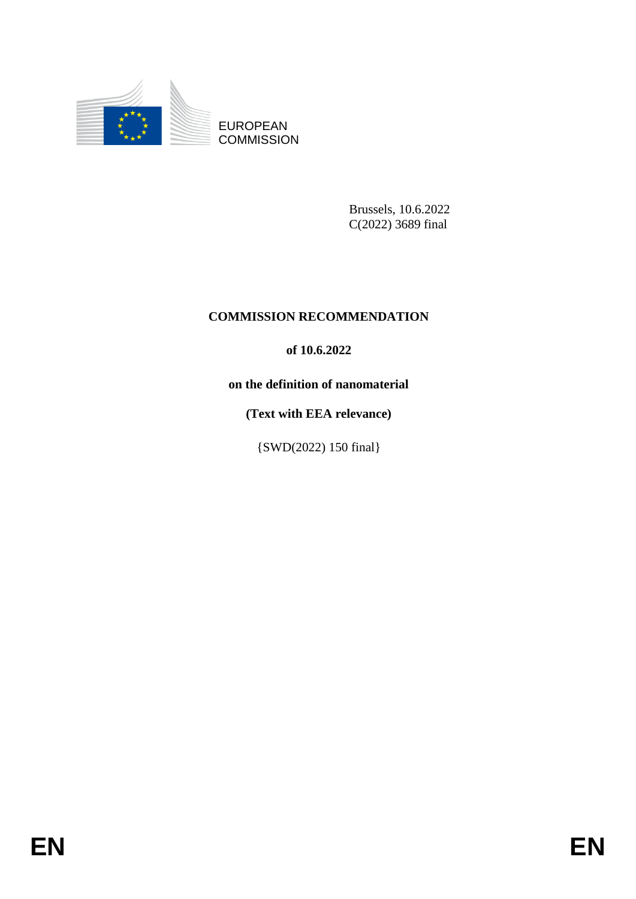EUROPEAN
COMMISSION

Brussels, 10.6.2022
C(2022) 3689 final

# COMMISSION RECOMMENDATION

**of 10.6.2022**

**on the definition of nanomaterial**

**(Text with EEA relevance)**

{SWD(2022) 150 final}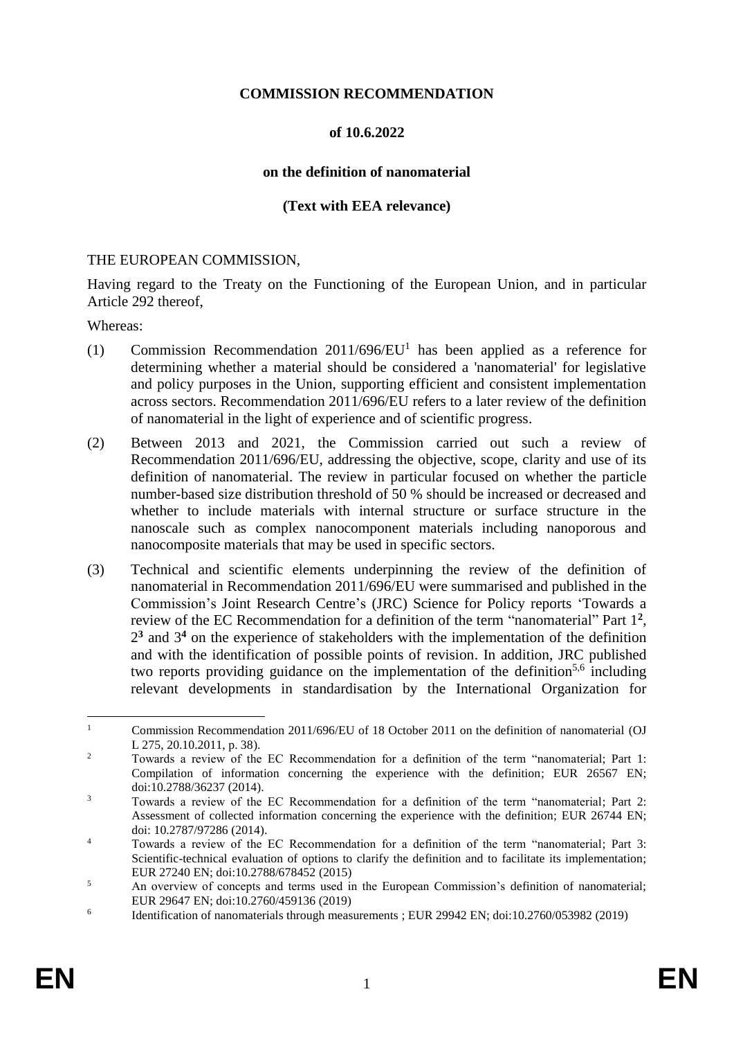**COMMISSION RECOMMENDATION**

**of 10.6.2022**

**on the definition of nanomaterial**

**(Text with EEA relevance)**

THE EUROPEAN COMMISSION,

Having regard to the Treaty on the Functioning of the European Union, and in particular Article 292 thereof,

Whereas:

(1) Commission Recommendation 2011/696/EU[1] has been applied as a reference for determining whether a material should be considered a 'nanomaterial' for legislative and policy purposes in the Union, supporting efficient and consistent implementation across sectors. Recommendation 2011/696/EU refers to a later review of the definition of nanomaterial in the light of experience and of scientific progress.

(2) Between 2013 and 2021, the Commission carried out such a review of Recommendation 2011/696/EU, addressing the objective, scope, clarity and use of its definition of nanomaterial. The review in particular focused on whether the particle number-based size distribution threshold of 50 % should be increased or decreased and whether to include materials with internal structure or surface structure in the nanoscale such as complex nanocomponent materials including nanoporous and nanocomposite materials that may be used in specific sectors.

(3) Technical and scientific elements underpinning the review of the definition of nanomaterial in Recommendation 2011/696/EU were summarised and published in the Commission's Joint Research Centre's (JRC) Science for Policy reports 'Towards a review of the EC Recommendation for a definition of the term "nanomaterial" Part 1[2], 2[3] and 3[4] on the experience of stakeholders with the implementation of the definition and with the identification of possible points of revision. In addition, JRC published two reports providing guidance on the implementation of the definition[5,6] including relevant developments in standardisation by the International Organization for

---

[1] Commission Recommendation 2011/696/EU of 18 October 2011 on the definition of nanomaterial (OJ L 275, 20.10.2011, p. 38).

[2] Towards a review of the EC Recommendation for a definition of the term "nanomaterial; Part 1: Compilation of information concerning the experience with the definition; EUR 26567 EN; doi:10.2788/36237 (2014).

[3] Towards a review of the EC Recommendation for a definition of the term "nanomaterial; Part 2: Assessment of collected information concerning the experience with the definition; EUR 26744 EN; doi: 10.2787/97286 (2014).

[4] Towards a review of the EC Recommendation for a definition of the term "nanomaterial; Part 3: Scientific-technical evaluation of options to clarify the definition and to facilitate its implementation; EUR 27240 EN; doi:10.2788/678452 (2015)

[5] An overview of concepts and terms used in the European Commission's definition of nanomaterial; EUR 29647 EN; doi:10.2760/459136 (2019)

[6] Identification of nanomaterials through measurements ; EUR 29942 EN; doi:10.2760/053982 (2019)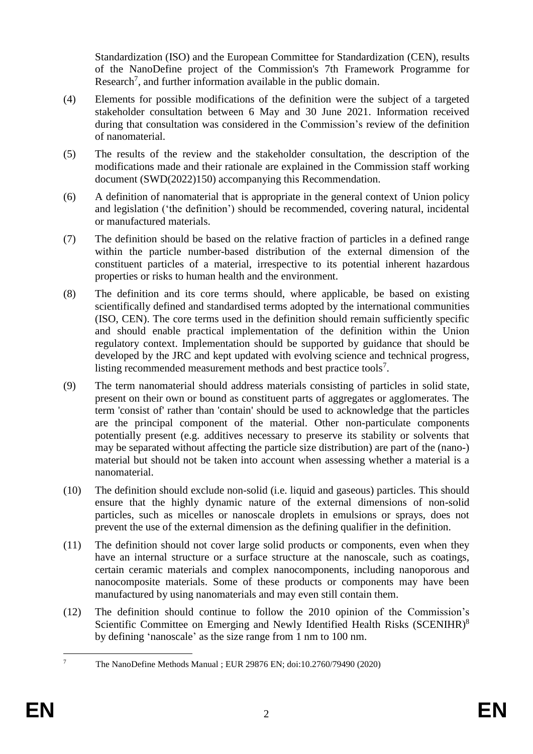Standardization (ISO) and the European Committee for Standardization (CEN), results of the NanoDefine project of the Commission's 7th Framework Programme for Research[7], and further information available in the public domain.

(4) Elements for possible modifications of the definition were the subject of a targeted stakeholder consultation between 6 May and 30 June 2021. Information received during that consultation was considered in the Commission's review of the definition of nanomaterial.

(5) The results of the review and the stakeholder consultation, the description of the modifications made and their rationale are explained in the Commission staff working document (SWD(2022)150) accompanying this Recommendation.

(6) A definition of nanomaterial that is appropriate in the general context of Union policy and legislation ('the definition') should be recommended, covering natural, incidental or manufactured materials.

(7) The definition should be based on the relative fraction of particles in a defined range within the particle number-based distribution of the external dimension of the constituent particles of a material, irrespective to its potential inherent hazardous properties or risks to human health and the environment.

(8) The definition and its core terms should, where applicable, be based on existing scientifically defined and standardised terms adopted by the international communities (ISO, CEN). The core terms used in the definition should remain sufficiently specific and should enable practical implementation of the definition within the Union regulatory context. Implementation should be supported by guidance that should be developed by the JRC and kept updated with evolving science and technical progress, listing recommended measurement methods and best practice tools[7].

(9) The term nanomaterial should address materials consisting of particles in solid state, present on their own or bound as constituent parts of aggregates or agglomerates. The term 'consist of' rather than 'contain' should be used to acknowledge that the particles are the principal component of the material. Other non-particulate components potentially present (e.g. additives necessary to preserve its stability or solvents that may be separated without affecting the particle size distribution) are part of the (nano-) material but should not be taken into account when assessing whether a material is a nanomaterial.

(10) The definition should exclude non-solid (i.e. liquid and gaseous) particles. This should ensure that the highly dynamic nature of the external dimensions of non-solid particles, such as micelles or nanoscale droplets in emulsions or sprays, does not prevent the use of the external dimension as the defining qualifier in the definition.

(11) The definition should not cover large solid products or components, even when they have an internal structure or a surface structure at the nanoscale, such as coatings, certain ceramic materials and complex nanocomponents, including nanoporous and nanocomposite materials. Some of these products or components may have been manufactured by using nanomaterials and may even still contain them.

(12) The definition should continue to follow the 2010 opinion of the Commission's Scientific Committee on Emerging and Newly Identified Health Risks (SCENIHR)[8] by defining 'nanoscale' as the size range from 1 nm to 100 nm.

---

[7] The NanoDefine Methods Manual ; EUR 29876 EN; doi:10.2760/79490 (2020)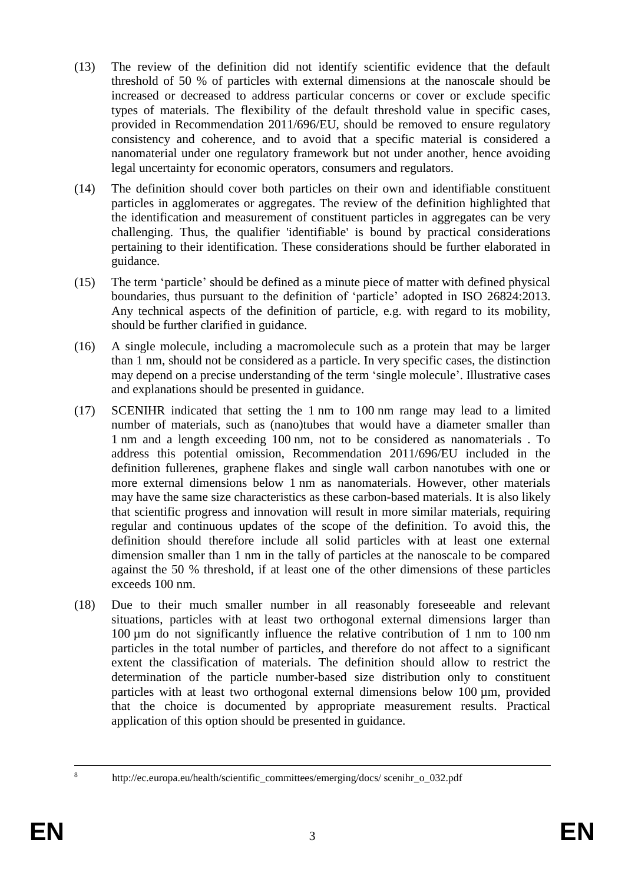(13) The review of the definition did not identify scientific evidence that the default threshold of 50 % of particles with external dimensions at the nanoscale should be increased or decreased to address particular concerns or cover or exclude specific types of materials. The flexibility of the default threshold value in specific cases, provided in Recommendation 2011/696/EU, should be removed to ensure regulatory consistency and coherence, and to avoid that a specific material is considered a nanomaterial under one regulatory framework but not under another, hence avoiding legal uncertainty for economic operators, consumers and regulators.

(14) The definition should cover both particles on their own and identifiable constituent particles in agglomerates or aggregates. The review of the definition highlighted that the identification and measurement of constituent particles in aggregates can be very challenging. Thus, the qualifier 'identifiable' is bound by practical considerations pertaining to their identification. These considerations should be further elaborated in guidance.

(15) The term 'particle' should be defined as a minute piece of matter with defined physical boundaries, thus pursuant to the definition of 'particle' adopted in ISO 26824:2013. Any technical aspects of the definition of particle, e.g. with regard to its mobility, should be further clarified in guidance.

(16) A single molecule, including a macromolecule such as a protein that may be larger than 1 nm, should not be considered as a particle. In very specific cases, the distinction may depend on a precise understanding of the term 'single molecule'. Illustrative cases and explanations should be presented in guidance.

(17) SCENIHR indicated that setting the 1 nm to 100 nm range may lead to a limited number of materials, such as (nano)tubes that would have a diameter smaller than 1 nm and a length exceeding 100 nm, not to be considered as nanomaterials . To address this potential omission, Recommendation 2011/696/EU included in the definition fullerenes, graphene flakes and single wall carbon nanotubes with one or more external dimensions below 1 nm as nanomaterials. However, other materials may have the same size characteristics as these carbon-based materials. It is also likely that scientific progress and innovation will result in more similar materials, requiring regular and continuous updates of the scope of the definition. To avoid this, the definition should therefore include all solid particles with at least one external dimension smaller than 1 nm in the tally of particles at the nanoscale to be compared against the 50 % threshold, if at least one of the other dimensions of these particles exceeds 100 nm.

(18) Due to their much smaller number in all reasonably foreseeable and relevant situations, particles with at least two orthogonal external dimensions larger than 100 µm do not significantly influence the relative contribution of 1 nm to 100 nm particles in the total number of particles, and therefore do not affect to a significant extent the classification of materials. The definition should allow to restrict the determination of the particle number-based size distribution only to constituent particles with at least two orthogonal external dimensions below 100 µm, provided that the choice is documented by appropriate measurement results. Practical application of this option should be presented in guidance.

---

[8] http://ec.europa.eu/health/scientific_committees/emerging/docs/ scenihr_o_032.pdf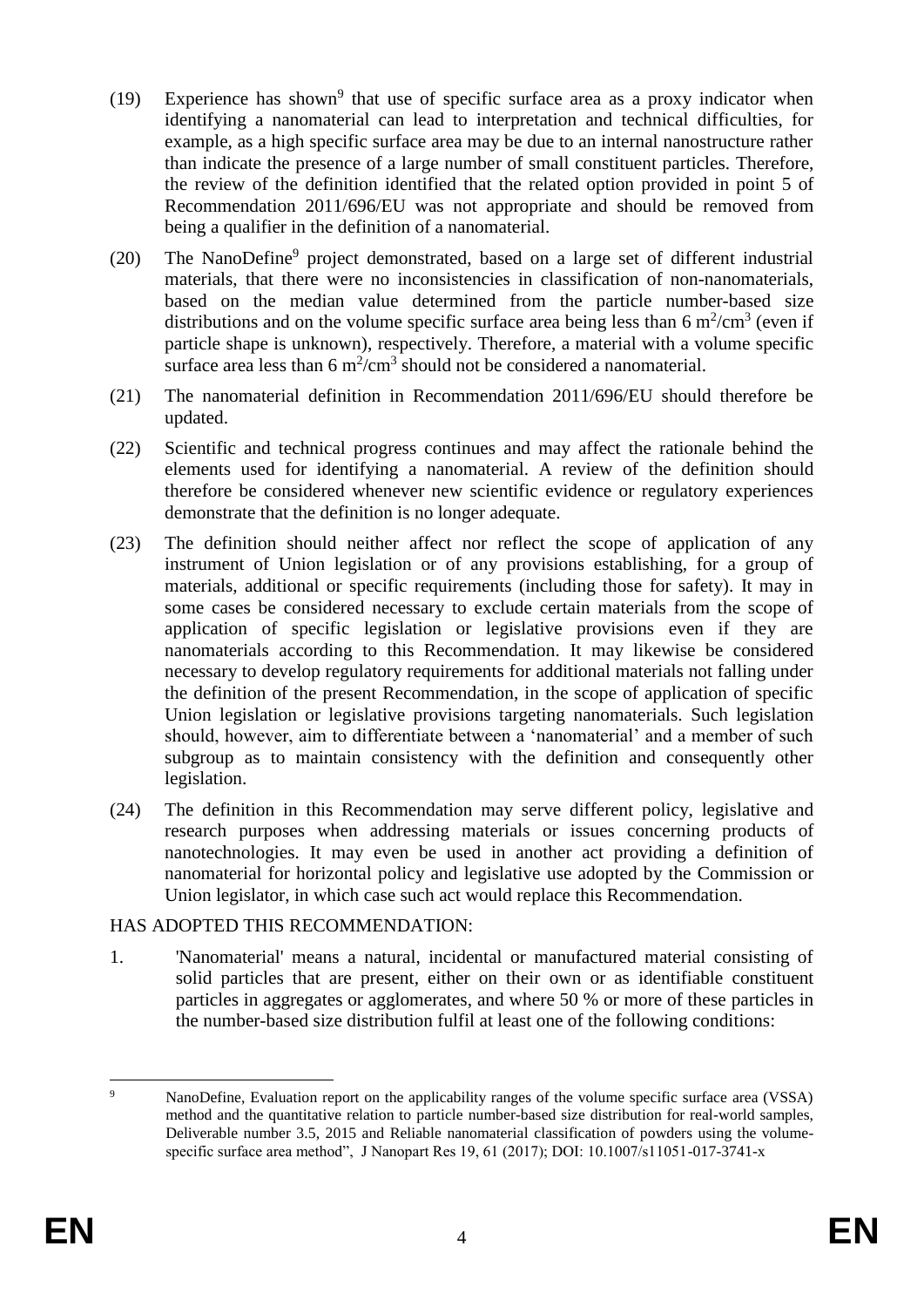(19) Experience has shown[9] that use of specific surface area as a proxy indicator when identifying a nanomaterial can lead to interpretation and technical difficulties, for example, as a high specific surface area may be due to an internal nanostructure rather than indicate the presence of a large number of small constituent particles. Therefore, the review of the definition identified that the related option provided in point 5 of Recommendation 2011/696/EU was not appropriate and should be removed from being a qualifier in the definition of a nanomaterial.

(20) The NanoDefine[9] project demonstrated, based on a large set of different industrial materials, that there were no inconsistencies in classification of non-nanomaterials, based on the median value determined from the particle number-based size distributions and on the volume specific surface area being less than 6 $m^2/cm^3$ (even if particle shape is unknown), respectively. Therefore, a material with a volume specific surface area less than 6 $m^2/cm^3$ should not be considered a nanomaterial.

(21) The nanomaterial definition in Recommendation 2011/696/EU should therefore be updated.

(22) Scientific and technical progress continues and may affect the rationale behind the elements used for identifying a nanomaterial. A review of the definition should therefore be considered whenever new scientific evidence or regulatory experiences demonstrate that the definition is no longer adequate.

(23) The definition should neither affect nor reflect the scope of application of any instrument of Union legislation or of any provisions establishing, for a group of materials, additional or specific requirements (including those for safety). It may in some cases be considered necessary to exclude certain materials from the scope of application of specific legislation or legislative provisions even if they are nanomaterials according to this Recommendation. It may likewise be considered necessary to develop regulatory requirements for additional materials not falling under the definition of the present Recommendation, in the scope of application of specific Union legislation or legislative provisions targeting nanomaterials. Such legislation should, however, aim to differentiate between a 'nanomaterial' and a member of such subgroup as to maintain consistency with the definition and consequently other legislation.

(24) The definition in this Recommendation may serve different policy, legislative and research purposes when addressing materials or issues concerning products of nanotechnologies. It may even be used in another act providing a definition of nanomaterial for horizontal policy and legislative use adopted by the Commission or Union legislator, in which case such act would replace this Recommendation.

HAS ADOPTED THIS RECOMMENDATION:

1. 'Nanomaterial' means a natural, incidental or manufactured material consisting of solid particles that are present, either on their own or as identifiable constituent particles in aggregates or agglomerates, and where 50 % or more of these particles in the number-based size distribution fulfil at least one of the following conditions:

---

[9] NanoDefine, Evaluation report on the applicability ranges of the volume specific surface area (VSSA) method and the quantitative relation to particle number-based size distribution for real-world samples, Deliverable number 3.5, 2015 and Reliable nanomaterial classification of powders using the volume-specific surface area method", J Nanopart Res 19, 61 (2017); DOI: 10.1007/s11051-017-3741-x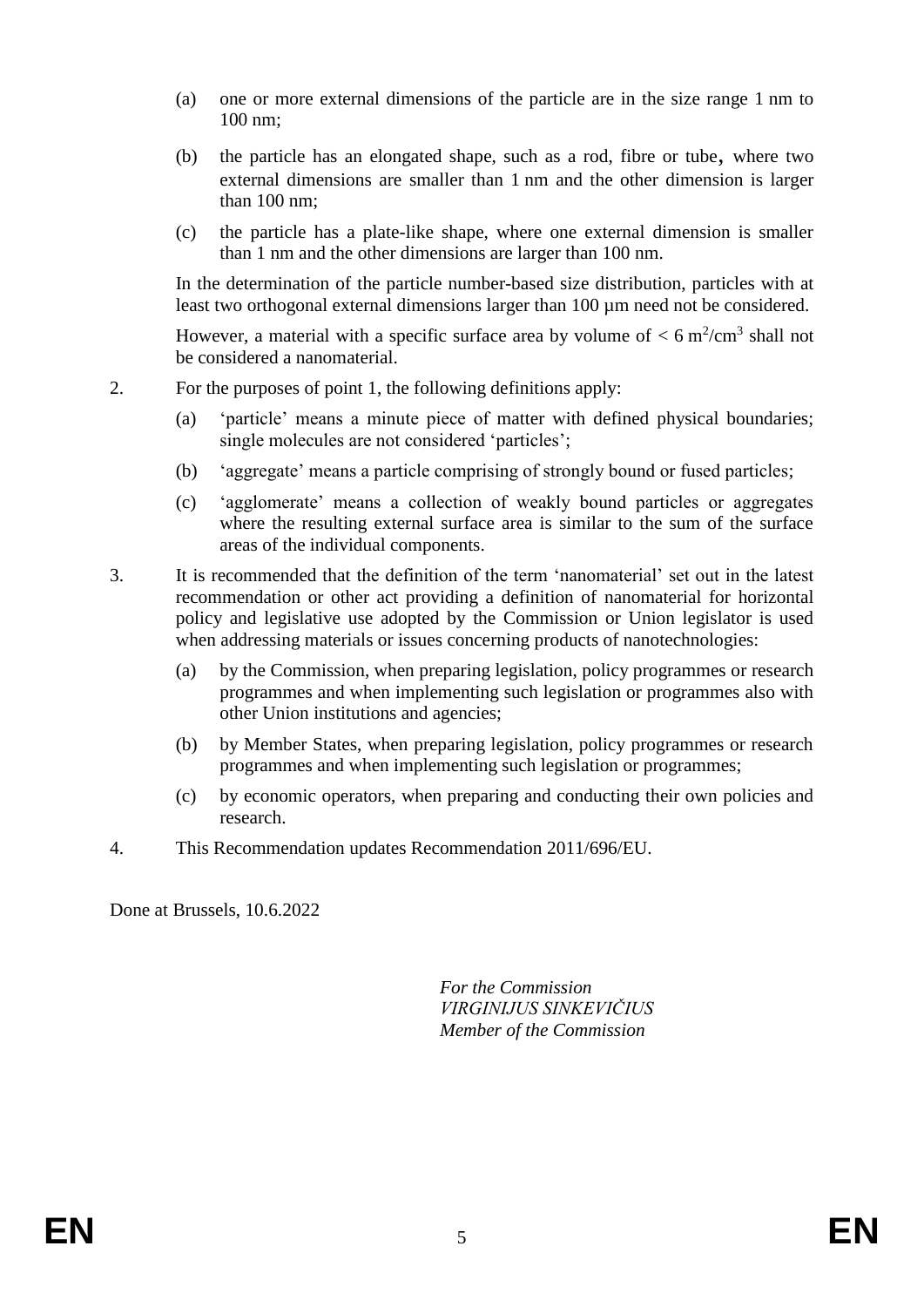(a) one or more external dimensions of the particle are in the size range 1 nm to 100 nm;

(b) the particle has an elongated shape, such as a rod, fibre or tube, where two external dimensions are smaller than 1 nm and the other dimension is larger than 100 nm;

(c) the particle has a plate-like shape, where one external dimension is smaller than 1 nm and the other dimensions are larger than 100 nm.

In the determination of the particle number-based size distribution, particles with at least two orthogonal external dimensions larger than 100 µm need not be considered.

However, a material with a specific surface area by volume of $< 6\ m^2/cm^3$ shall not be considered a nanomaterial.

2. For the purposes of point 1, the following definitions apply:

   (a) 'particle' means a minute piece of matter with defined physical boundaries; single molecules are not considered 'particles';

   (b) 'aggregate' means a particle comprising of strongly bound or fused particles;

   (c) 'agglomerate' means a collection of weakly bound particles or aggregates where the resulting external surface area is similar to the sum of the surface areas of the individual components.

3. It is recommended that the definition of the term 'nanomaterial' set out in the latest recommendation or other act providing a definition of nanomaterial for horizontal policy and legislative use adopted by the Commission or Union legislator is used when addressing materials or issues concerning products of nanotechnologies:

   (a) by the Commission, when preparing legislation, policy programmes or research programmes and when implementing such legislation or programmes also with other Union institutions and agencies;

   (b) by Member States, when preparing legislation, policy programmes or research programmes and when implementing such legislation or programmes;

   (c) by economic operators, when preparing and conducting their own policies and research.

4. This Recommendation updates Recommendation 2011/696/EU.

Done at Brussels, 10.6.2022

*For the Commission*
*VIRGINIJUS SINKEVIČIUS*
*Member of the Commission*